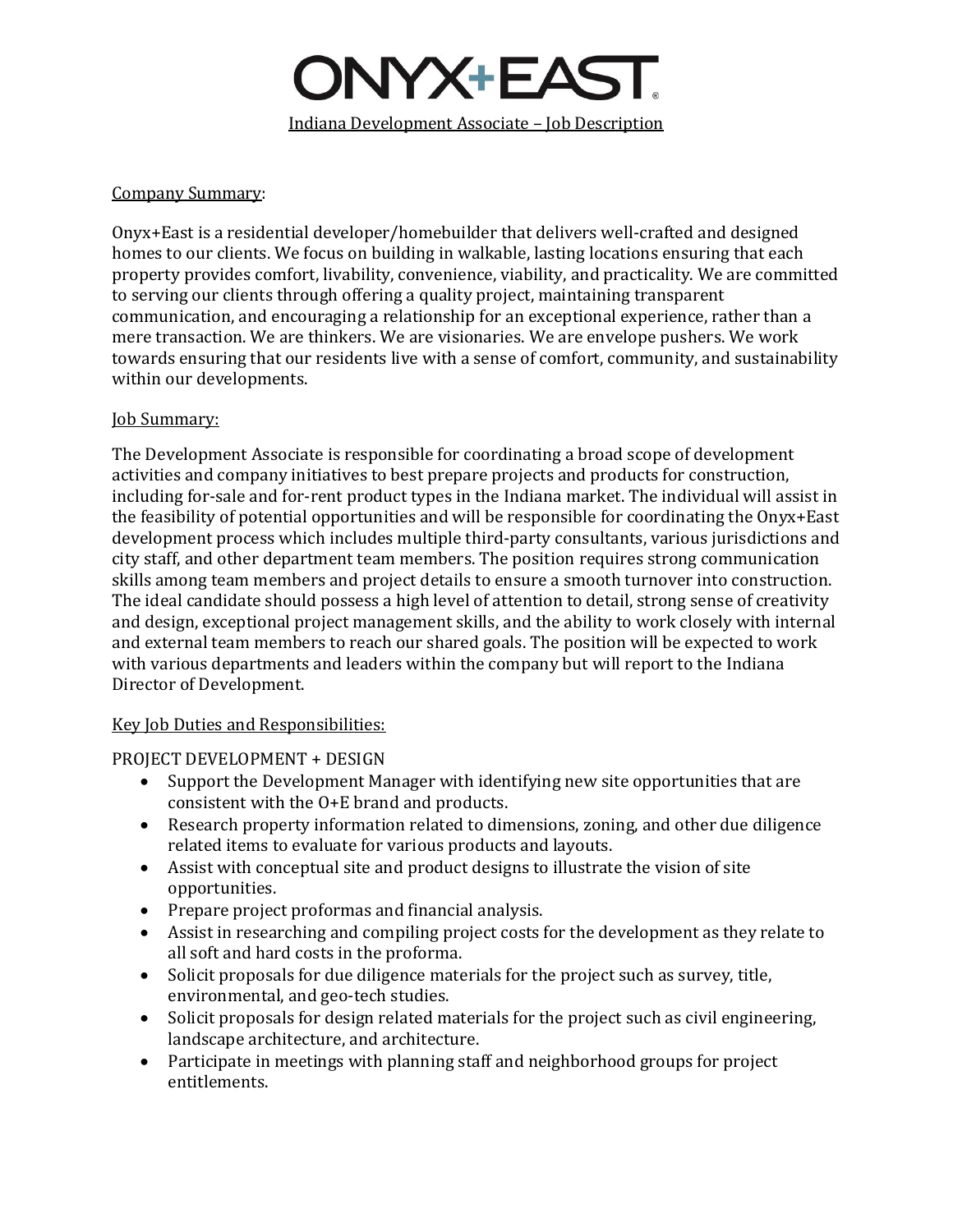# ONYX+EAST

## Indiana Development Associate – Job Description

### Company Summary:

Onyx+East is a residential developer/homebuilder that delivers well-crafted and designed homes to our clients. We focus on building in walkable, lasting locations ensuring that each property provides comfort, livability, convenience, viability, and practicality. We are committed to serving our clients through offering a quality project, maintaining transparent communication, and encouraging a relationship for an exceptional experience, rather than a mere transaction. We are thinkers. We are visionaries. We are envelope pushers. We work towards ensuring that our residents live with a sense of comfort, community, and sustainability within our developments.

### Job Summary:

The Development Associate is responsible for coordinating a broad scope of development activities and company initiatives to best prepare projects and products for construction, including for-sale and for-rent product types in the Indiana market. The individual will assist in the feasibility of potential opportunities and will be responsible for coordinating the Onyx+East development process which includes multiple third-party consultants, various jurisdictions and city staff, and other department team members. The position requires strong communication skills among team members and project details to ensure a smooth turnover into construction. The ideal candidate should possess a high level of attention to detail, strong sense of creativity and design, exceptional project management skills, and the ability to work closely with internal and external team members to reach our shared goals. The position will be expected to work with various departments and leaders within the company but will report to the Indiana Director of Development.

### Key Job Duties and Responsibilities:

PROJECT DEVELOPMENT + DESIGN

- Support the Development Manager with identifying new site opportunities that are consistent with the O+E brand and products.
- Research property information related to dimensions, zoning, and other due diligence related items to evaluate for various products and layouts.
- Assist with conceptual site and product designs to illustrate the vision of site opportunities.
- Prepare project proformas and financial analysis.
- Assist in researching and compiling project costs for the development as they relate to all soft and hard costs in the proforma.
- Solicit proposals for due diligence materials for the project such as survey, title, environmental, and geo-tech studies.
- Solicit proposals for design related materials for the project such as civil engineering, landscape architecture, and architecture.
- Participate in meetings with planning staff and neighborhood groups for project entitlements.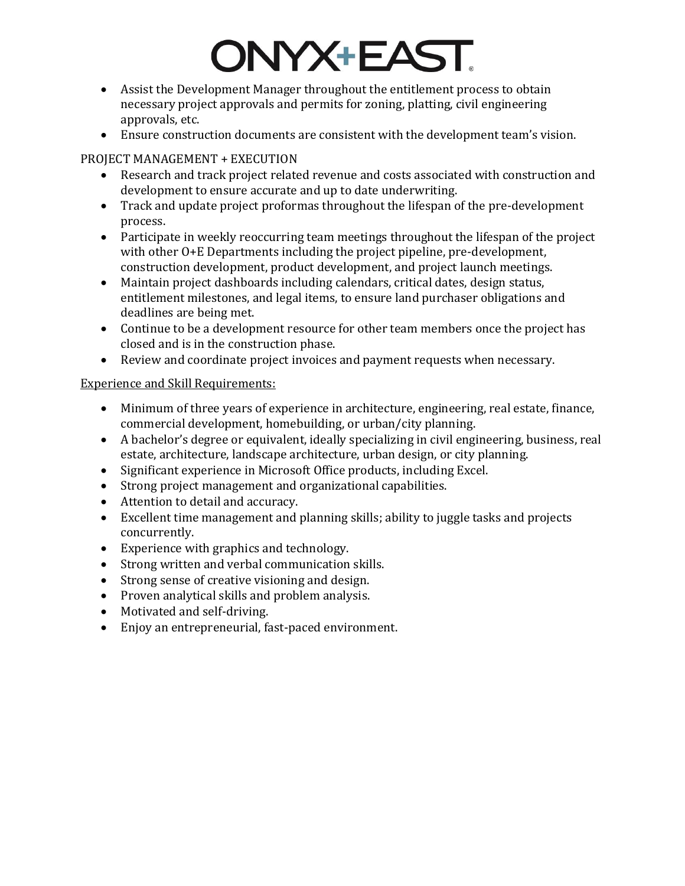- Assist the Development Manager throughout the entitlement process to obtain necessary project approvals and permits for zoning, platting, civil engineering approvals, etc.
- Ensure construction documents are consistent with the development team's vision.

PROJECT MANAGEMENT + EXECUTION

- Research and track project related revenue and costs associated with construction and development to ensure accurate and up to date underwriting.
- Track and update project proformas throughout the lifespan of the pre-development process.
- Participate in weekly reoccurring team meetings throughout the lifespan of the project with other O+E Departments including the project pipeline, pre-development, construction development, product development, and project launch meetings.
- Maintain project dashboards including calendars, critical dates, design status, entitlement milestones, and legal items, to ensure land purchaser obligations and deadlines are being met.
- Continue to be a development resource for other team members once the project has closed and is in the construction phase.
- Review and coordinate project invoices and payment requests when necessary.

<u>Experience and Skill Requirements:</u>

- Minimum of three years of experience in architecture, engineering, real estate, finance, commercial development, homebuilding, or urban/city planning.
- A bachelor's degree or equivalent, ideally specializing in civil engineering, business, real estate, architecture, landscape architecture, urban design, or city planning.
- Significant experience in Microsoft Office products, including Excel.
- Strong project management and organizational capabilities.
- Attention to detail and accuracy.
- Excellent time management and planning skills; ability to juggle tasks and projects concurrently.
- Experience with graphics and technology.
- Strong written and verbal communication skills.
- Strong sense of creative visioning and design.
- Proven analytical skills and problem analysis.
- Motivated and self-driving.
- Enjoy an entrepreneurial, fast-paced environment.